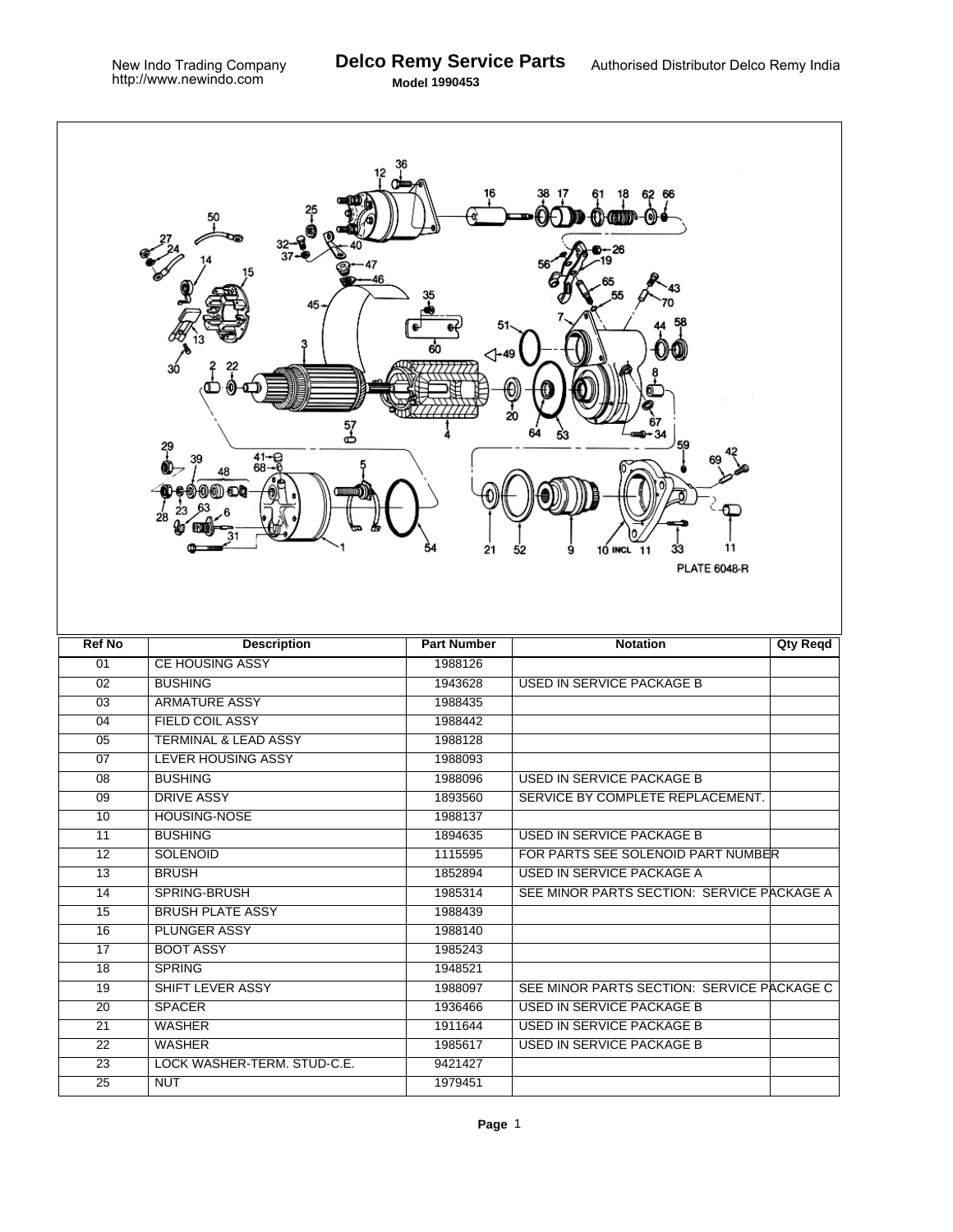New Indo Trading Company
http://www.newindo.com

# Delco Remy Service Parts

**Model 1990453**

Authorised Distributor Delco Remy India

PLATE 6048-R

| Ref No | Description | Part Number | Notation | Qty Reqd |
|---|---|---|---|---|
| 01 | CE HOUSING ASSY | 1988126 | | |
| 02 | BUSHING | 1943628 | USED IN SERVICE PACKAGE B | |
| 03 | ARMATURE ASSY | 1988435 | | |
| 04 | FIELD COIL ASSY | 1988442 | | |
| 05 | TERMINAL & LEAD ASSY | 1988128 | | |
| 07 | LEVER HOUSING ASSY | 1988093 | | |
| 08 | BUSHING | 1988096 | USED IN SERVICE PACKAGE B | |
| 09 | DRIVE ASSY | 1893560 | SERVICE BY COMPLETE REPLACEMENT. | |
| 10 | HOUSING-NOSE | 1988137 | | |
| 11 | BUSHING | 1894635 | USED IN SERVICE PACKAGE B | |
| 12 | SOLENOID | 1115595 | FOR PARTS SEE SOLENOID PART NUMBER | |
| 13 | BRUSH | 1852894 | USED IN SERVICE PACKAGE A | |
| 14 | SPRING-BRUSH | 1985314 | SEE MINOR PARTS SECTION: SERVICE PACKAGE A | |
| 15 | BRUSH PLATE ASSY | 1988439 | | |
| 16 | PLUNGER ASSY | 1988140 | | |
| 17 | BOOT ASSY | 1985243 | | |
| 18 | SPRING | 1948521 | | |
| 19 | SHIFT LEVER ASSY | 1988097 | SEE MINOR PARTS SECTION: SERVICE PACKAGE C | |
| 20 | SPACER | 1936466 | USED IN SERVICE PACKAGE B | |
| 21 | WASHER | 1911644 | USED IN SERVICE PACKAGE B | |
| 22 | WASHER | 1985617 | USED IN SERVICE PACKAGE B | |
| 23 | LOCK WASHER-TERM. STUD-C.E. | 9421427 | | |
| 25 | NUT | 1979451 | | |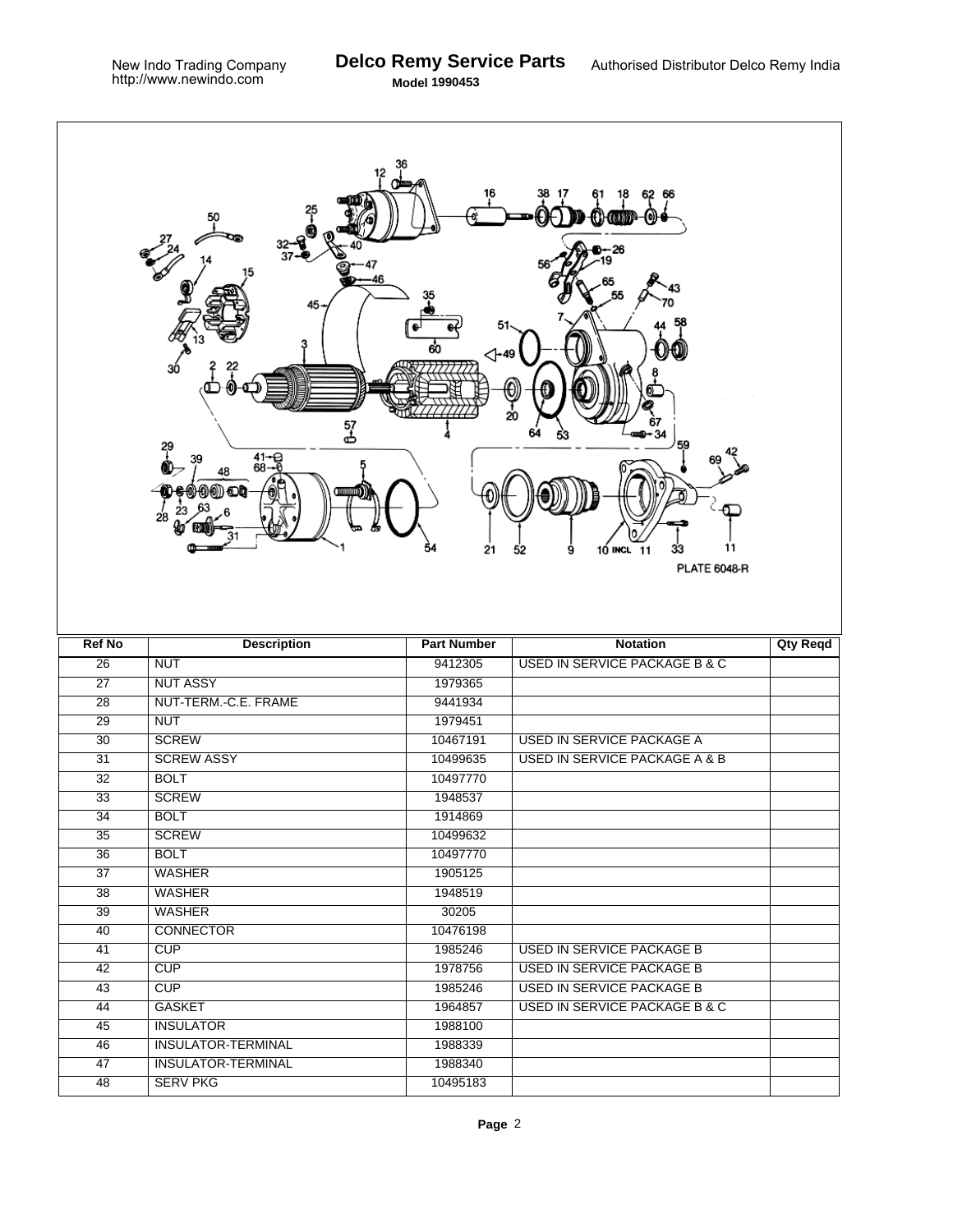# Delco Remy Service Parts

New Indo Trading Company
http://www.newindo.com

**Model 1990453**

Authorised Distributor Delco Remy India

PLATE 6048-R

| Ref No | Description | Part Number | Notation | Qty Reqd |
|---|---|---|---|---|
| 26 | NUT | 9412305 | USED IN SERVICE PACKAGE B & C | |
| 27 | NUT ASSY | 1979365 | | |
| 28 | NUT-TERM.-C.E. FRAME | 9441934 | | |
| 29 | NUT | 1979451 | | |
| 30 | SCREW | 10467191 | USED IN SERVICE PACKAGE A | |
| 31 | SCREW ASSY | 10499635 | USED IN SERVICE PACKAGE A & B | |
| 32 | BOLT | 10497770 | | |
| 33 | SCREW | 1948537 | | |
| 34 | BOLT | 1914869 | | |
| 35 | SCREW | 10499632 | | |
| 36 | BOLT | 10497770 | | |
| 37 | WASHER | 1905125 | | |
| 38 | WASHER | 1948519 | | |
| 39 | WASHER | 30205 | | |
| 40 | CONNECTOR | 10476198 | | |
| 41 | CUP | 1985246 | USED IN SERVICE PACKAGE B | |
| 42 | CUP | 1978756 | USED IN SERVICE PACKAGE B | |
| 43 | CUP | 1985246 | USED IN SERVICE PACKAGE B | |
| 44 | GASKET | 1964857 | USED IN SERVICE PACKAGE B & C | |
| 45 | INSULATOR | 1988100 | | |
| 46 | INSULATOR-TERMINAL | 1988339 | | |
| 47 | INSULATOR-TERMINAL | 1988340 | | |
| 48 | SERV PKG | 10495183 | | |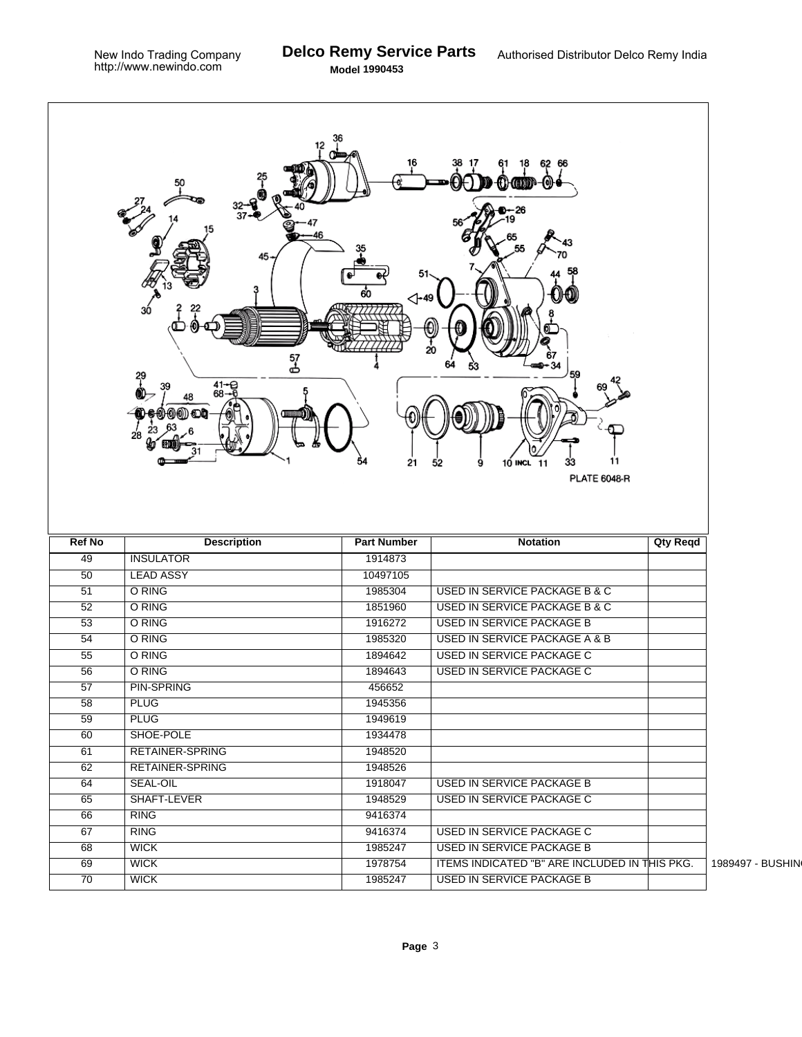New Indo Trading Company
http://www.newindo.com

# Delco Remy Service Parts

**Model 1990453**

Authorised Distributor Delco Remy India

12 36 16 38 17 61 18 62 66 25 50 27 24 32 37 40 26 56 19 14 47 46 15 65 55 43 70 45 35 51 7 44 58 49 60 3 2 22 8 13 30 20 67 34 57 64 53 4 29 39 41 68 5 59 69 42 48 23 63 6 28 31 1 54 21 52 9 10 INCL 11 33 11

PLATE 6048-R

| Ref No | Description | Part Number | Notation | Qty Reqd |
|---|---|---|---|---|
| 49 | INSULATOR | 1914873 | | |
| 50 | LEAD ASSY | 10497105 | | |
| 51 | O RING | 1985304 | USED IN SERVICE PACKAGE B & C | |
| 52 | O RING | 1851960 | USED IN SERVICE PACKAGE B & C | |
| 53 | O RING | 1916272 | USED IN SERVICE PACKAGE B | |
| 54 | O RING | 1985320 | USED IN SERVICE PACKAGE A & B | |
| 55 | O RING | 1894642 | USED IN SERVICE PACKAGE C | |
| 56 | O RING | 1894643 | USED IN SERVICE PACKAGE C | |
| 57 | PIN-SPRING | 456652 | | |
| 58 | PLUG | 1945356 | | |
| 59 | PLUG | 1949619 | | |
| 60 | SHOE-POLE | 1934478 | | |
| 61 | RETAINER-SPRING | 1948520 | | |
| 62 | RETAINER-SPRING | 1948526 | | |
| 64 | SEAL-OIL | 1918047 | USED IN SERVICE PACKAGE B | |
| 65 | SHAFT-LEVER | 1948529 | USED IN SERVICE PACKAGE C | |
| 66 | RING | 9416374 | | |
| 67 | RING | 9416374 | USED IN SERVICE PACKAGE C | |
| 68 | WICK | 1985247 | USED IN SERVICE PACKAGE B | |
| 69 | WICK | 1978754 | ITEMS INDICATED "B" ARE INCLUDED IN THIS PKG. 1989497 - BUSHIN | |
| 70 | WICK | 1985247 | USED IN SERVICE PACKAGE B | |